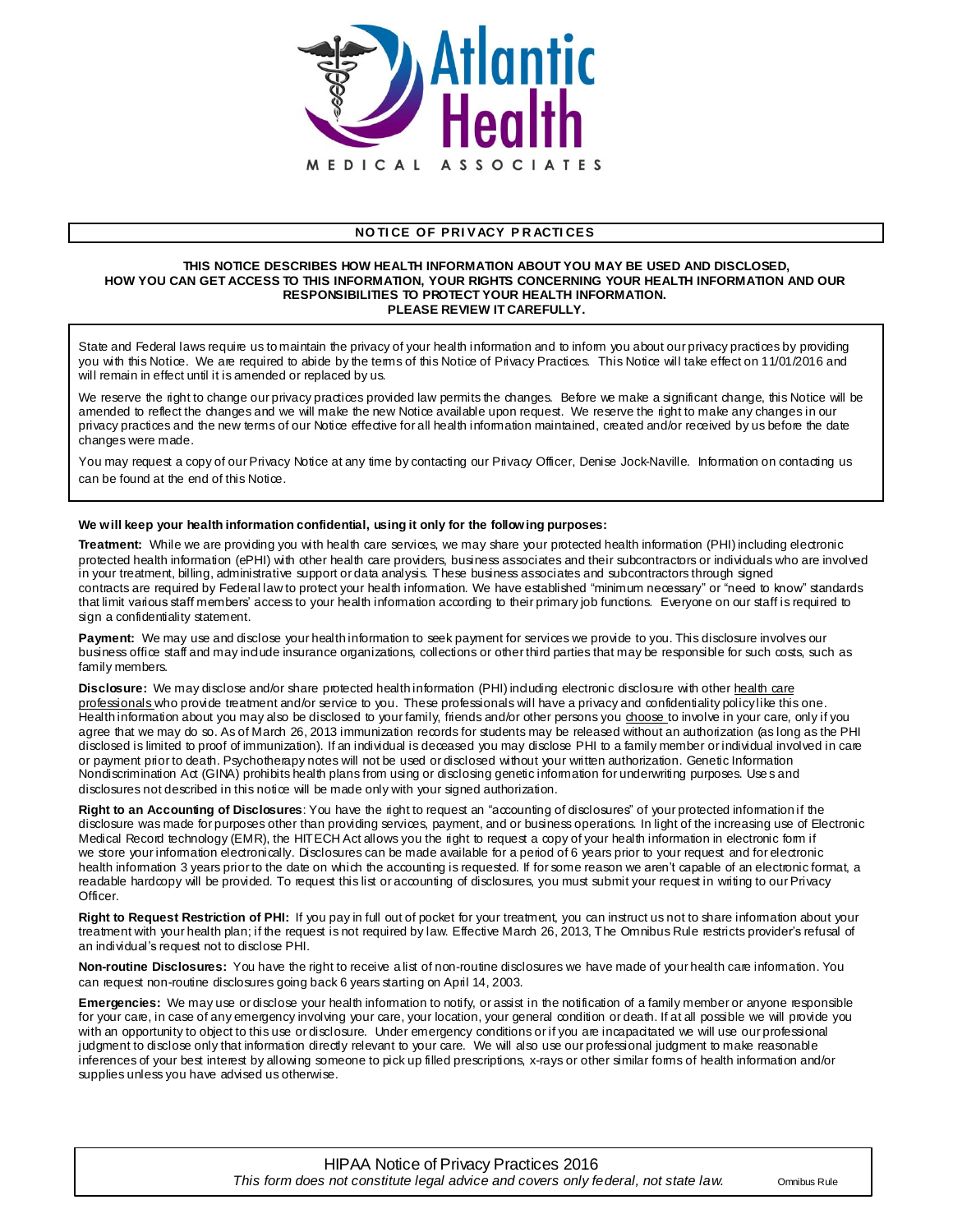# Atlantic Health

MEDICAL ASSOCIATES

## NOTICE OF PRIVACY PRACTICES

**THIS NOTICE DESCRIBES HOW HEALTH INFORMATION ABOUT YOU MAY BE USED AND DISCLOSED, HOW YOU CAN GET ACCESS TO THIS INFORMATION, YOUR RIGHTS CONCERNING YOUR HEALTH INFORMATION AND OUR RESPONSIBILITIES TO PROTECT YOUR HEALTH INFORMATION. PLEASE REVIEW IT CAREFULLY.**

State and Federal laws require us to maintain the privacy of your health information and to inform you about our privacy practices by providing you with this Notice. We are required to abide by the terms of this Notice of Privacy Practices. This Notice will take effect on 11/01/2016 and will remain in effect until it is amended or replaced by us.

We reserve the right to change our privacy practices provided law permits the changes. Before we make a significant change, this Notice will be amended to reflect the changes and we will make the new Notice available upon request. We reserve the right to make any changes in our privacy practices and the new terms of our Notice effective for all health information maintained, created and/or received by us before the date changes were made.

You may request a copy of our Privacy Notice at any time by contacting our Privacy Officer, Denise Jock-Naville. Information on contacting us can be found at the end of this Notice.

**We will keep your health information confidential, using it only for the following purposes:**

**Treatment:** While we are providing you with health care services, we may share your protected health information (PHI) including electronic protected health information (ePHI) with other health care providers, business associates and their subcontractors or individuals who are involved in your treatment, billing, administrative support or data analysis. These business associates and subcontractors through signed contracts are required by Federal law to protect your health information. We have established "minimum necessary" or "need to know" standards that limit various staff members' access to your health information according to their primary job functions. Everyone on our staff is required to sign a confidentiality statement.

**Payment:** We may use and disclose your health information to seek payment for services we provide to you. This disclosure involves our business office staff and may include insurance organizations, collections or other third parties that may be responsible for such costs, such as family members.

**Disclosure:** We may disclose and/or share protected health information (PHI) including electronic disclosure with other health care professionals who provide treatment and/or service to you. These professionals will have a privacy and confidentiality policy like this one. Health information about you may also be disclosed to your family, friends and/or other persons you choose to involve in your care, only if you agree that we may do so. As of March 26, 2013 immunization records for students may be released without an authorization (as long as the PHI disclosed is limited to proof of immunization). If an individual is deceased you may disclose PHI to a family member or individual involved in care or payment prior to death. Psychotherapy notes will not be used or disclosed without your written authorization. Genetic Information Nondiscrimination Act (GINA) prohibits health plans from using or disclosing genetic information for underwriting purposes. Uses and disclosures not described in this notice will be made only with your signed authorization.

**Right to an Accounting of Disclosures**: You have the right to request an "accounting of disclosures" of your protected information if the disclosure was made for purposes other than providing services, payment, and or business operations. In light of the increasing use of Electronic Medical Record technology (EMR), the HITECH Act allows you the right to request a copy of your health information in electronic form if we store your information electronically. Disclosures can be made available for a period of 6 years prior to your request and for electronic health information 3 years prior to the date on which the accounting is requested. If for some reason we aren't capable of an electronic format, a readable hardcopy will be provided. To request this list or accounting of disclosures, you must submit your request in writing to our Privacy Officer.

**Right to Request Restriction of PHI:** If you pay in full out of pocket for your treatment, you can instruct us not to share information about your treatment with your health plan; if the request is not required by law. Effective March 26, 2013, The Omnibus Rule restricts provider's refusal of an individual's request not to disclose PHI.

**Non-routine Disclosures:** You have the right to receive a list of non-routine disclosures we have made of your health care information. You can request non-routine disclosures going back 6 years starting on April 14, 2003.

**Emergencies:** We may use or disclose your health information to notify, or assist in the notification of a family member or anyone responsible for your care, in case of any emergency involving your care, your location, your general condition or death. If at all possible we will provide you with an opportunity to object to this use or disclosure. Under emergency conditions or if you are incapacitated we will use our professional judgment to disclose only that information directly relevant to your care. We will also use our professional judgment to make reasonable inferences of your best interest by allowing someone to pick up filled prescriptions, x-rays or other similar forms of health information and/or supplies unless you have advised us otherwise.

HIPAA Notice of Privacy Practices 2016
*This form does not constitute legal advice and covers only federal, not state law.* Omnibus Rule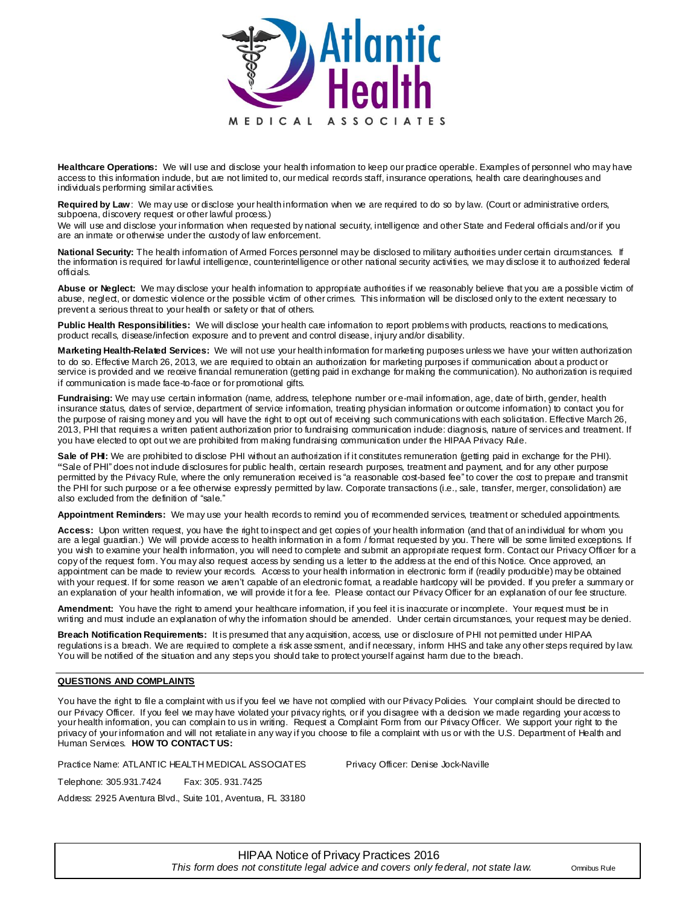**Healthcare Operations:** We will use and disclose your health information to keep our practice operable. Examples of personnel who may have access to this information include, but are not limited to, our medical records staff, insurance operations, health care clearinghouses and individuals performing similar activities.

**Required by Law**: We may use or disclose your health information when we are required to do so by law. (Court or administrative orders, subpoena, discovery request or other lawful process.)
We will use and disclose your information when requested by national security, intelligence and other State and Federal officials and/or if you are an inmate or otherwise under the custody of law enforcement.

**National Security:** The health information of Armed Forces personnel may be disclosed to military authorities under certain circumstances. If the information is required for lawful intelligence, counterintelligence or other national security activities, we may disclose it to authorized federal officials.

**Abuse or Neglect:** We may disclose your health information to appropriate authorities if we reasonably believe that you are a possible victim of abuse, neglect, or domestic violence or the possible victim of other crimes. This information will be disclosed only to the extent necessary to prevent a serious threat to your health or safety or that of others.

**Public Health Responsibilities:** We will disclose your health care information to report problems with products, reactions to medications, product recalls, disease/infection exposure and to prevent and control disease, injury and/or disability.

**Marketing Health-Related Services:** We will not use your health information for marketing purposes unless we have your written authorization to do so. Effective March 26, 2013, we are required to obtain an authorization for marketing purposes if communication about a product or service is provided and we receive financial remuneration (getting paid in exchange for making the communication). No authorization is required if communication is made face-to-face or for promotional gifts.

**Fundraising:** We may use certain information (name, address, telephone number or e-mail information, age, date of birth, gender, health insurance status, dates of service, department of service information, treating physician information or outcome information) to contact you for the purpose of raising money and you will have the right to opt out of receiving such communications with each solicitation. Effective March 26, 2013, PHI that requires a written patient authorization prior to fundraising communication include: diagnosis, nature of services and treatment. If you have elected to opt out we are prohibited from making fundraising communication under the HIPAA Privacy Rule.

**Sale of PHI:** We are prohibited to disclose PHI without an authorization if it constitutes remuneration (getting paid in exchange for the PHI). "Sale of PHI" does not include disclosures for public health, certain research purposes, treatment and payment, and for any other purpose permitted by the Privacy Rule, where the only remuneration received is "a reasonable cost-based fee" to cover the cost to prepare and transmit the PHI for such purpose or a fee otherwise expressly permitted by law. Corporate transactions (i.e., sale, transfer, merger, consolidation) are also excluded from the definition of "sale."

**Appointment Reminders:** We may use your health records to remind you of recommended services, treatment or scheduled appointments.

**Access:** Upon written request, you have the right to inspect and get copies of your health information (and that of an individual for whom you are a legal guardian.) We will provide access to health information in a form / format requested by you. There will be some limited exceptions. If you wish to examine your health information, you will need to complete and submit an appropriate request form. Contact our Privacy Officer for a copy of the request form. You may also request access by sending us a letter to the address at the end of this Notice. Once approved, an appointment can be made to review your records. Access to your health information in electronic form if (readily producible) may be obtained with your request. If for some reason we aren't capable of an electronic format, a readable hardcopy will be provided. If you prefer a summary or an explanation of your health information, we will provide it for a fee. Please contact our Privacy Officer for an explanation of our fee structure.

**Amendment:** You have the right to amend your healthcare information, if you feel it is inaccurate or incomplete. Your request must be in writing and must include an explanation of why the information should be amended. Under certain circumstances, your request may be denied.

**Breach Notification Requirements:** It is presumed that any acquisition, access, use or disclosure of PHI not permitted under HIPAA regulations is a breach. We are required to complete a risk assessment, and if necessary, inform HHS and take any other steps required by law. You will be notified of the situation and any steps you should take to protect yourself against harm due to the breach.

## QUESTIONS AND COMPLAINTS

You have the right to file a complaint with us if you feel we have not complied with our Privacy Policies. Your complaint should be directed to our Privacy Officer. If you feel we may have violated your privacy rights, or if you disagree with a decision we made regarding your access to your health information, you can complain to us in writing. Request a Complaint Form from our Privacy Officer. We support your right to the privacy of your information and will not retaliate in any way if you choose to file a complaint with us or with the U.S. Department of Health and Human Services. **HOW TO CONTACT US:**

Practice Name: ATLANTIC HEALTH MEDICAL ASSOCIATES

Privacy Officer: Denise Jock-Naville

Telephone: 305.931.7424 Fax: 305. 931.7425

Address: 2925 Aventura Blvd., Suite 101, Aventura, FL 33180

HIPAA Notice of Privacy Practices 2016

*This form does not constitute legal advice and covers only federal, not state law.*

Omnibus Rule